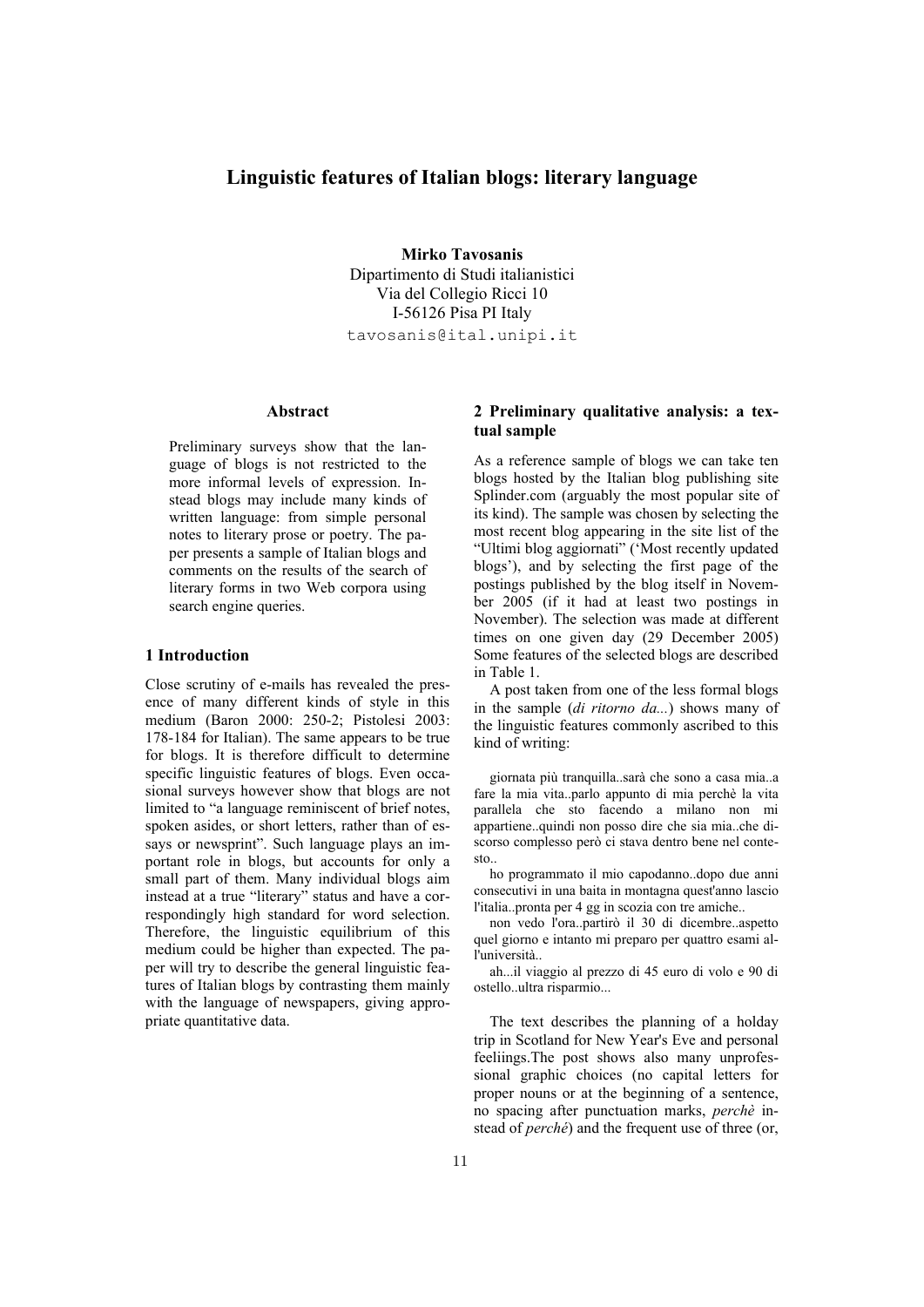# Linguistic features of Italian blogs: literary language

**Mirko Tavosanis**
Dipartimento di Studi italianistici
Via del Collegio Ricci 10
I-56126 Pisa PI Italy
tavosanis@ital.unipi.it

### Abstract

Preliminary surveys show that the language of blogs is not restricted to the more informal levels of expression. Instead blogs may include many kinds of written language: from simple personal notes to literary prose or poetry. The paper presents a sample of Italian blogs and comments on the results of the search of literary forms in two Web corpora using search engine queries.

## 1 Introduction

Close scrutiny of e-mails has revealed the presence of many different kinds of style in this medium (Baron 2000: 250-2; Pistolesi 2003: 178-184 for Italian). The same appears to be true for blogs. It is therefore difficult to determine specific linguistic features of blogs. Even occasional surveys however show that blogs are not limited to "a language reminiscent of brief notes, spoken asides, or short letters, rather than of essays or newsprint". Such language plays an important role in blogs, but accounts for only a small part of them. Many individual blogs aim instead at a true "literary" status and have a correspondingly high standard for word selection. Therefore, the linguistic equilibrium of this medium could be higher than expected. The paper will try to describe the general linguistic features of Italian blogs by contrasting them mainly with the language of newspapers, giving appropriate quantitative data.

## 2 Preliminary qualitative analysis: a textual sample

As a reference sample of blogs we can take ten blogs hosted by the Italian blog publishing site Splinder.com (arguably the most popular site of its kind). The sample was chosen by selecting the most recent blog appearing in the site list of the "Ultimi blog aggiornati" ('Most recently updated blogs'), and by selecting the first page of the postings published by the blog itself in November 2005 (if it had at least two postings in November). The selection was made at different times on one given day (29 December 2005) Some features of the selected blogs are described in Table 1.

A post taken from one of the less formal blogs in the sample (*di ritorno da...*) shows many of the linguistic features commonly ascribed to this kind of writing:

> giornata più tranquilla..sarà che sono a casa mia..a fare la mia vita..parlo appunto di mia perchè la vita parallela che sto facendo a milano non mi appartiene..quindi non posso dire che sia mia..che discorso complesso però ci stava dentro bene nel contesto..
>
> ho programmato il mio capodanno..dopo due anni consecutivi in una baita in montagna quest'anno lascio l'italia..pronta per 4 gg in scozia con tre amiche..
>
> non vedo l'ora..partirò il 30 di dicembre..aspetto quel giorno e intanto mi preparo per quattro esami all'università..
>
> ah...il viaggio al prezzo di 45 euro di volo e 90 di ostello..ultra risparmio...

The text describes the planning of a holday trip in Scotland for New Year's Eve and personal feeliings.The post shows also many unprofessional graphic choices (no capital letters for proper nouns or at the beginning of a sentence, no spacing after punctuation marks, *perchè* instead of *perché*) and the frequent use of three (or,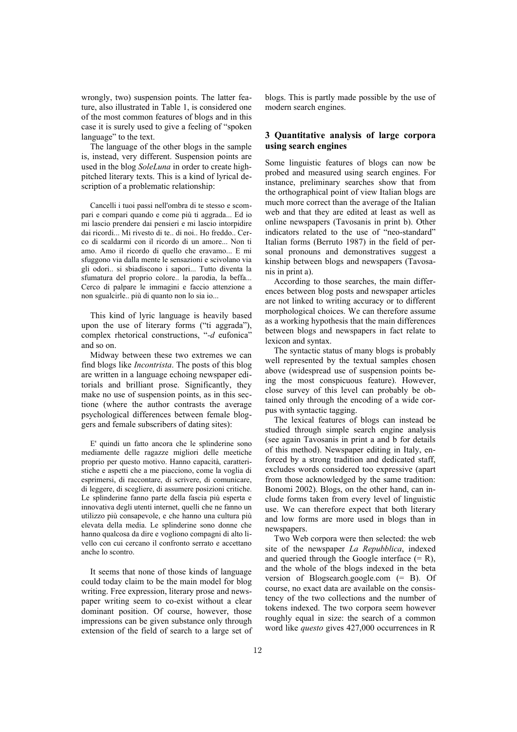wrongly, two) suspension points. The latter feature, also illustrated in Table 1, is considered one of the most common features of blogs and in this case it is surely used to give a feeling of "spoken language" to the text.

The language of the other blogs in the sample is, instead, very different. Suspension points are used in the blog *SoleLuna* in order to create high-pitched literary texts. This is a kind of lyrical description of a problematic relationship:

> Cancelli i tuoi passi nell'ombra di te stesso e scompari e compari quando e come più ti aggrada... Ed io mi lascio prendere dai pensieri e mi lascio intorpidire dai ricordi... Mi rivesto di te.. di noi.. Ho freddo.. Cerco di scaldarmi con il ricordo di un amore... Non ti amo. Amo il ricordo di quello che eravamo... E mi sfuggono via dalla mente le sensazioni e scivolano via gli odori.. si sbiadiscono i sapori... Tutto diventa la sfumatura del proprio colore.. la parodia, la beffa... Cerco di palpare le immagini e faccio attenzione a non sgualcirle.. più di quanto non lo sia io...

This kind of lyric language is heavily based upon the use of literary forms ("ti aggrada"), complex rhetorical constructions, "*-d* eufonica" and so on.

Midway between these two extremes we can find blogs like *Incontrista*. The posts of this blog are written in a language echoing newspaper editorials and brilliant prose. Significantly, they make no use of suspension points, as in this section (where the author contrasts the average psychological differences between female bloggers and female subscribers of dating sites):

> E' quindi un fatto ancora che le splinderine sono mediamente delle ragazze migliori delle meetiche proprio per questo motivo. Hanno capacità, caratteristiche e aspetti che a me piacciono, come la voglia di esprimersi, di raccontare, di scrivere, di comunicare, di leggere, di scegliere, di assumere posizioni critiche. Le splinderine fanno parte della fascia più esperta e innovativa degli utenti internet, quelli che ne fanno un utilizzo più consapevole, e che hanno una cultura più elevata della media. Le splinderine sono donne che hanno qualcosa da dire e vogliono compagni di alto livello con cui cercano il confronto serrato e accettano anche lo scontro.

It seems that none of those kinds of language could today claim to be the main model for blog writing. Free expression, literary prose and newspaper writing seem to co-exist without a clear dominant position. Of course, however, those impressions can be given substance only through extension of the field of search to a large set of blogs. This is partly made possible by the use of modern search engines.

## 3 Quantitative analysis of large corpora using search engines

Some linguistic features of blogs can now be probed and measured using search engines. For instance, preliminary searches show that from the orthographical point of view Italian blogs are much more correct than the average of the Italian web and that they are edited at least as well as online newspapers (Tavosanis in print b). Other indicators related to the use of "neo-standard" Italian forms (Berruto 1987) in the field of personal pronouns and demonstratives suggest a kinship between blogs and newspapers (Tavosanis in print a).

According to those searches, the main differences between blog posts and newspaper articles are not linked to writing accuracy or to different morphological choices. We can therefore assume as a working hypothesis that the main differences between blogs and newspapers in fact relate to lexicon and syntax.

The syntactic status of many blogs is probably well represented by the textual samples chosen above (widespread use of suspension points being the most conspicuous feature). However, close survey of this level can probably be obtained only through the encoding of a wide corpus with syntactic tagging.

The lexical features of blogs can instead be studied through simple search engine analysis (see again Tavosanis in print a and b for details of this method). Newspaper editing in Italy, enforced by a strong tradition and dedicated staff, excludes words considered too expressive (apart from those acknowledged by the same tradition: Bonomi 2002). Blogs, on the other hand, can include forms taken from every level of linguistic use. We can therefore expect that both literary and low forms are more used in blogs than in newspapers.

Two Web corpora were then selected: the web site of the newspaper *La Repubblica*, indexed and queried through the Google interface (= R), and the whole of the blogs indexed in the beta version of Blogsearch.google.com (= B). Of course, no exact data are available on the consistency of the two collections and the number of tokens indexed. The two corpora seem however roughly equal in size: the search of a common word like *questo* gives 427,000 occurrences in R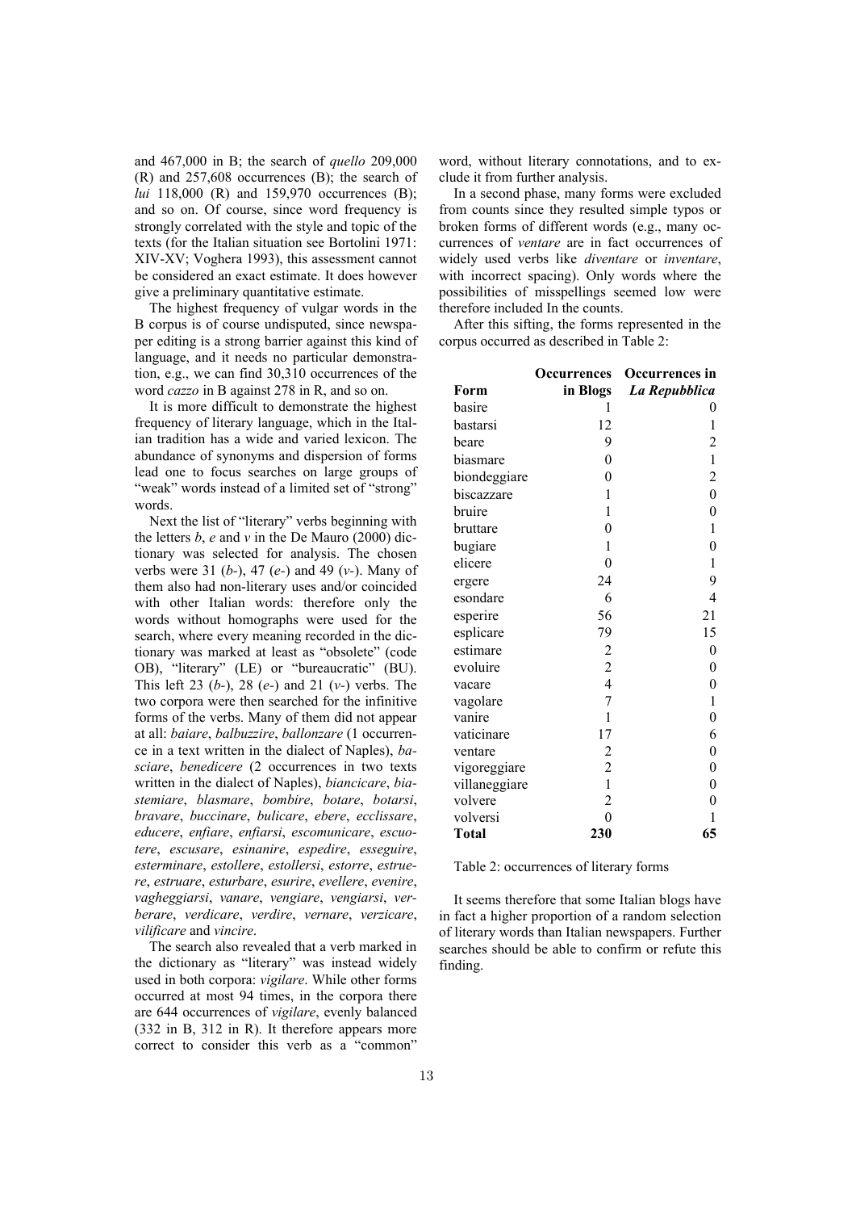and 467,000 in B; the search of *quello* 209,000 (R) and 257,608 occurrences (B); the search of *lui* 118,000 (R) and 159,970 occurrences (B); and so on. Of course, since word frequency is strongly correlated with the style and topic of the texts (for the Italian situation see Bortolini 1971: XIV-XV; Voghera 1993), this assessment cannot be considered an exact estimate. It does however give a preliminary quantitative estimate.

The highest frequency of vulgar words in the B corpus is of course undisputed, since newspaper editing is a strong barrier against this kind of language, and it needs no particular demonstration, e.g., we can find 30,310 occurrences of the word *cazzo* in B against 278 in R, and so on.

It is more difficult to demonstrate the highest frequency of literary language, which in the Italian tradition has a wide and varied lexicon. The abundance of synonyms and dispersion of forms lead one to focus searches on large groups of "weak" words instead of a limited set of "strong" words.

Next the list of "literary" verbs beginning with the letters *b*, *e* and *v* in the De Mauro (2000) dictionary was selected for analysis. The chosen verbs were 31 (*b*-), 47 (*e*-) and 49 (*v*-). Many of them also had non-literary uses and/or coincided with other Italian words: therefore only the words without homographs were used for the search, where every meaning recorded in the dictionary was marked at least as "obsolete" (code OB), "literary" (LE) or "bureaucratic" (BU). This left 23 (*b*-), 28 (*e*-) and 21 (*v*-) verbs. The two corpora were then searched for the infinitive forms of the verbs. Many of them did not appear at all: *baiare*, *balbuzzire*, *ballonzare* (1 occurrence in a text written in the dialect of Naples), *basciare*, *benedicere* (2 occurrences in two texts written in the dialect of Naples), *biancicare*, *biastemiare*, *blasmare*, *bombire*, *botare*, *botarsi*, *bravare*, *buccinare*, *bulicare*, *ebere*, *ecclissare*, *educere*, *enfiare*, *enfiarsi*, *escomunicare*, *escuotere*, *escusare*, *esinanire*, *espedire*, *esseguire*, *esterminare*, *estollere*, *estollersi*, *estorre*, *estruere*, *estruare*, *esturbare*, *esurire*, *evellere*, *evenire*, *vagheggiarsi*, *vanare*, *vengiare*, *vengiarsi*, *verberare*, *verdicare*, *verdire*, *vernare*, *verzicare*, *vilificare* and *vincire*.

The search also revealed that a verb marked in the dictionary as "literary" was instead widely used in both corpora: *vigilare*. While other forms occurred at most 94 times, in the corpora there are 644 occurrences of *vigilare*, evenly balanced (332 in B, 312 in R). It therefore appears more correct to consider this verb as a "common" word, without literary connotations, and to exclude it from further analysis.

In a second phase, many forms were excluded from counts since they resulted simple typos or broken forms of different words (e.g., many occurrences of *ventare* are in fact occurrences of widely used verbs like *diventare* or *inventare*, with incorrect spacing). Only words where the possibilities of misspellings seemed low were therefore included In the counts.

After this sifting, the forms represented in the corpus occurred as described in Table 2:

| Form | Occurrences in Blogs | Occurrences in *La Repubblica* |
|---|---|---|
| basire | 1 | 0 |
| bastarsi | 12 | 1 |
| beare | 9 | 2 |
| biasmare | 0 | 1 |
| biondeggiare | 0 | 2 |
| biscazzare | 1 | 0 |
| bruire | 1 | 0 |
| bruttare | 0 | 1 |
| bugiare | 1 | 0 |
| elicere | 0 | 1 |
| ergere | 24 | 9 |
| esondare | 6 | 4 |
| esperire | 56 | 21 |
| esplicare | 79 | 15 |
| estimare | 2 | 0 |
| evoluire | 2 | 0 |
| vacare | 4 | 0 |
| vagolare | 7 | 1 |
| vanire | 1 | 0 |
| vaticinare | 17 | 6 |
| ventare | 2 | 0 |
| vigoreggiare | 2 | 0 |
| villaneggiare | 1 | 0 |
| volvere | 2 | 0 |
| volversi | 0 | 1 |
| **Total** | **230** | **65** |

Table 2: occurrences of literary forms

It seems therefore that some Italian blogs have in fact a higher proportion of a random selection of literary words than Italian newspapers. Further searches should be able to confirm or refute this finding.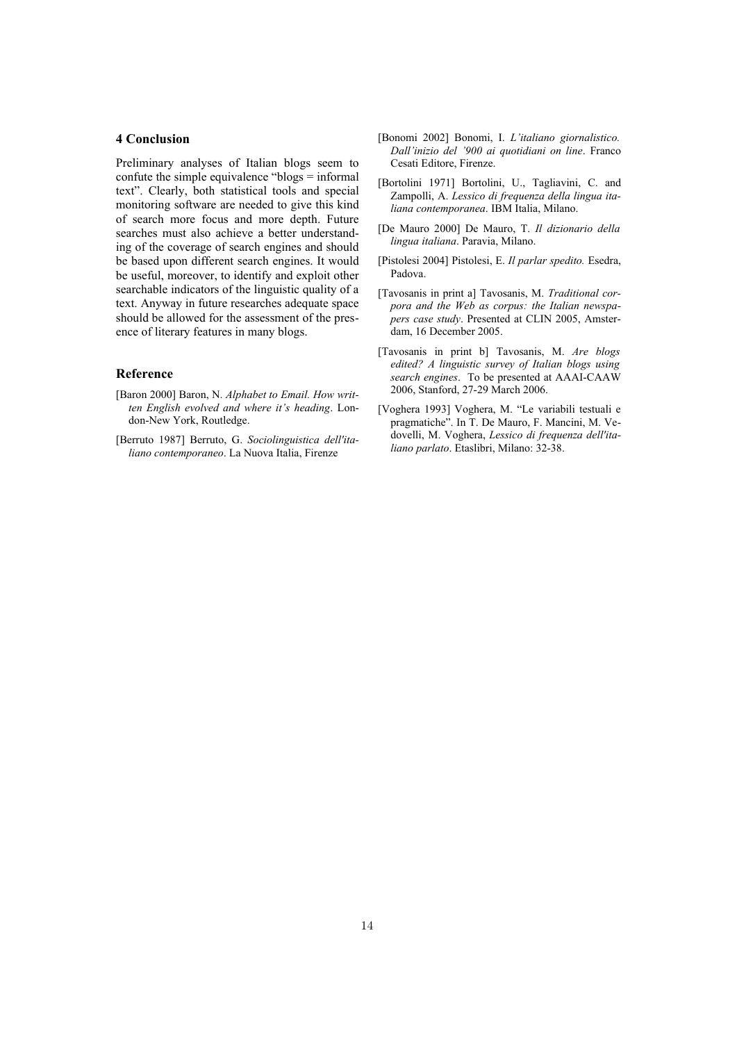## 4 Conclusion

Preliminary analyses of Italian blogs seem to confute the simple equivalence "blogs = informal text". Clearly, both statistical tools and special monitoring software are needed to give this kind of search more focus and more depth. Future searches must also achieve a better understanding of the coverage of search engines and should be based upon different search engines. It would be useful, moreover, to identify and exploit other searchable indicators of the linguistic quality of a text. Anyway in future researches adequate space should be allowed for the assessment of the presence of literary features in many blogs.

## Reference

[Baron 2000] Baron, N. *Alphabet to Email. How written English evolved and where it's heading*. London-New York, Routledge.

[Berruto 1987] Berruto, G. *Sociolinguistica dell'italiano contemporaneo*. La Nuova Italia, Firenze

[Bonomi 2002] Bonomi, I. *L'italiano giornalistico. Dall'inizio del '900 ai quotidiani on line*. Franco Cesati Editore, Firenze.

[Bortolini 1971] Bortolini, U., Tagliavini, C. and Zampolli, A. *Lessico di frequenza della lingua italiana contemporanea*. IBM Italia, Milano.

[De Mauro 2000] De Mauro, T. *Il dizionario della lingua italiana*. Paravia, Milano.

[Pistolesi 2004] Pistolesi, E. *Il parlar spedito.* Esedra, Padova.

[Tavosanis in print a] Tavosanis, M. *Traditional corpora and the Web as corpus: the Italian newspapers case study*. Presented at CLIN 2005, Amsterdam, 16 December 2005.

[Tavosanis in print b] Tavosanis, M. *Are blogs edited? A linguistic survey of Italian blogs using search engines*. To be presented at AAAI-CAAW 2006, Stanford, 27-29 March 2006.

[Voghera 1993] Voghera, M. "Le variabili testuali e pragmatiche". In T. De Mauro, F. Mancini, M. Vedovelli, M. Voghera, *Lessico di frequenza dell'italiano parlato*. Etaslibri, Milano: 32-38.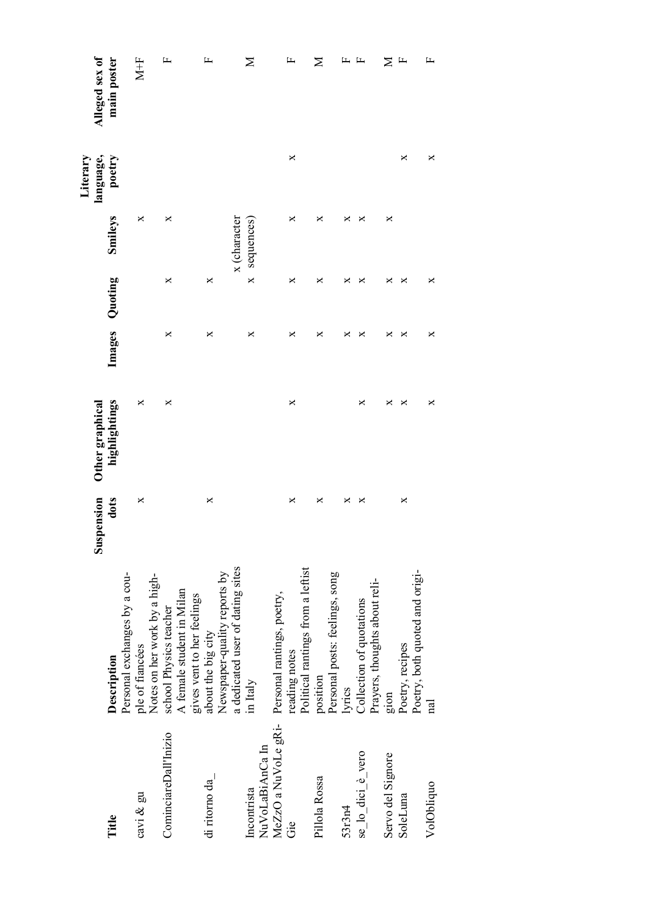| Title | Description | Suspension dots | Other graphical highlightings | Images | Quoting | Smileys | Literary language, poetry | Alleged sex of main poster |
|---|---|---|---|---|---|---|---|---|
| cavi & gu | Personal exchanges by a couple of fiancées | x | x | | | x | | M+F |
| CominciareDall'Inizio | Notes on her work by a high-school Physics teacher | | x | x | x | x | | F |
| di ritorno da_ | A female student in Milan gives vent to her feelings about the big city | x | | x | x | | | F |
| Incontrista | Newspaper-quality reports by a dedicated user of dating sites in Italy | | | x | x | x (character sequences) | | M |
| NuVoLaBiAnCa In MeZzO a NuVoLe gRiGie | Personal rantings, poetry, reading notes | x | x | x | x | x | x | F |
| Pillola Rossa | Political rantings from a leftist position | x | | x | x | x | | M |
| 53r3n4 | Personal posts: feelings, song lyrics | x | | x | x | x | | F |
| se_lo_dici_è_vero | Collection of quotations | x | x | x | x | x | | F |
| Servo del Signore | Prayers, thoughts about religion | | x | x | x | x | | M |
| SoleLuna | Poetry, recipes | x | x | x | x | | x | F |
| VolObliquo | Poetry, both quoted and original | | x | x | x | | x | F |